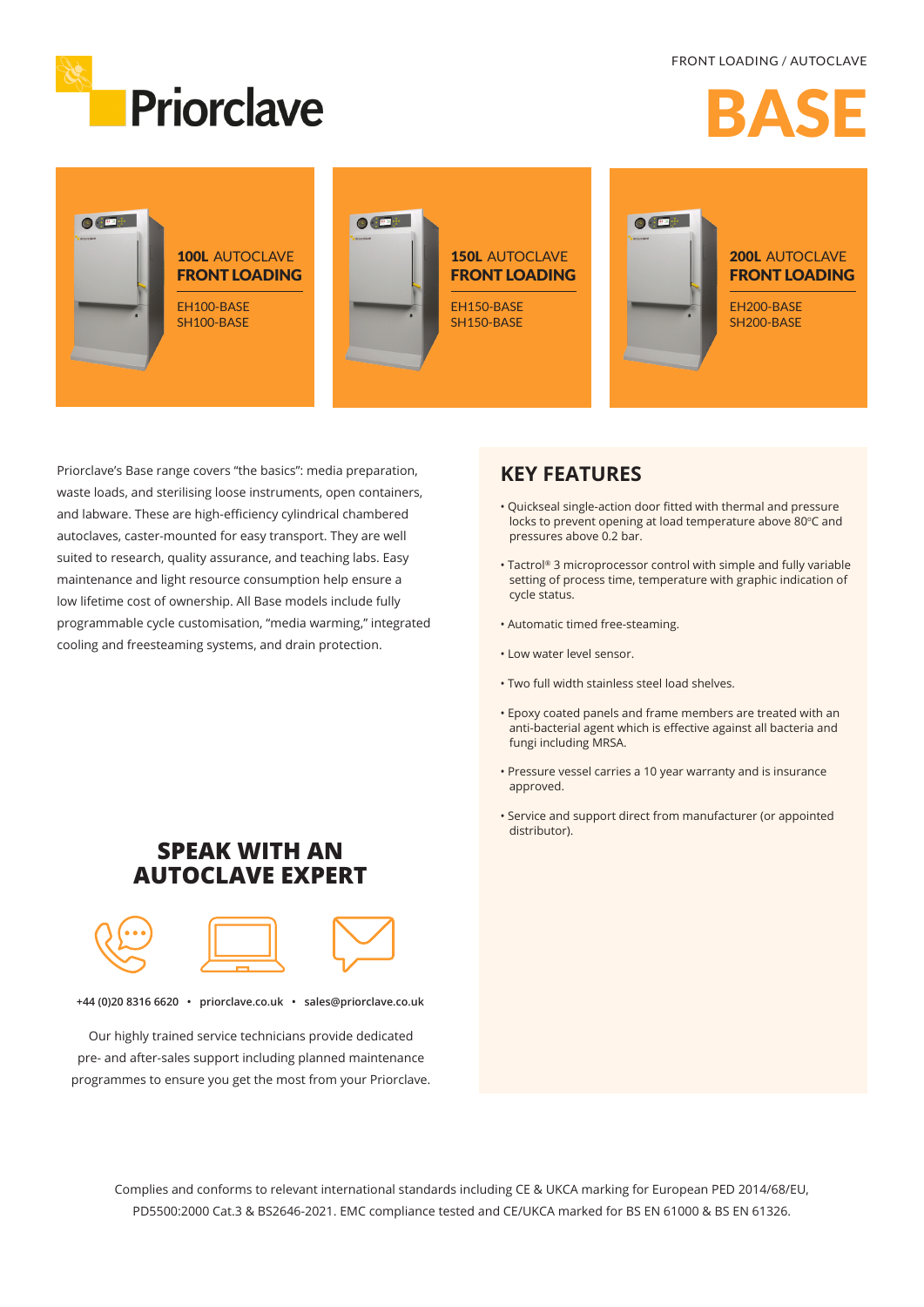FRONT LOADING / AUTOCLAVE

Priorclave

# BASE

**100L** AUTOCLAVE
**FRONT LOADING**

EH100-BASE
SH100-BASE

**150L** AUTOCLAVE
**FRONT LOADING**

EH150-BASE
SH150-BASE

**200L** AUTOCLAVE
**FRONT LOADING**

EH200-BASE
SH200-BASE

Priorclave's Base range covers "the basics": media preparation, waste loads, and sterilising loose instruments, open containers, and labware. These are high-efficiency cylindrical chambered autoclaves, caster-mounted for easy transport. They are well suited to research, quality assurance, and teaching labs. Easy maintenance and light resource consumption help ensure a low lifetime cost of ownership. All Base models include fully programmable cycle customisation, "media warming," integrated cooling and freesteaming systems, and drain protection.

## KEY FEATURES

- Quickseal single-action door fitted with thermal and pressure locks to prevent opening at load temperature above 80°C and pressures above 0.2 bar.
- Tactrol® 3 microprocessor control with simple and fully variable setting of process time, temperature with graphic indication of cycle status.
- Automatic timed free-steaming.
- Low water level sensor.
- Two full width stainless steel load shelves.
- Epoxy coated panels and frame members are treated with an anti-bacterial agent which is effective against all bacteria and fungi including MRSA.
- Pressure vessel carries a 10 year warranty and is insurance approved.
- Service and support direct from manufacturer (or appointed distributor).

## SPEAK WITH AN AUTOCLAVE EXPERT

**+44 (0)20 8316 6620 • priorclave.co.uk • sales@priorclave.co.uk**

Our highly trained service technicians provide dedicated pre- and after-sales support including planned maintenance programmes to ensure you get the most from your Priorclave.

Complies and conforms to relevant international standards including CE & UKCA marking for European PED 2014/68/EU, PD5500:2000 Cat.3 & BS2646-2021. EMC compliance tested and CE/UKCA marked for BS EN 61000 & BS EN 61326.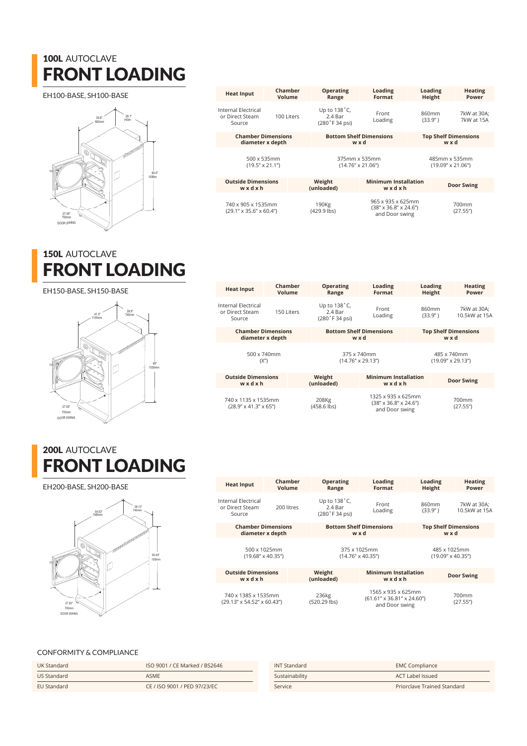# **100L** AUTOCLAVE FRONT LOADING

EH100-BASE, SH100-BASE

35.6"
905mm

29.1"
740m

60.4"
1535m

27.55"
700mm
DOOR SWING

| Heat Input | Chamber Volume | Operating Range | Loading Format | Loading Height | Heating Power |
|---|---|---|---|---|---|
| Internal Electrical or Direct Steam Source | 100 Liters | Up to 138˚C, 2.4 Bar (280˚F 34 psi) | Front Loading | 860mm (33.9" ) | 7kW at 30A; 7kW at 15A |

| Chamber Dimensions diameter x depth | Bottom Shelf Dimensions w x d | Top Shelf Dimensions w x d |
|---|---|---|
| 500 x 535mm (19.5" x 21.1") | 375mm x 535mm (14.76" x 21.06") | 485mm x 535mm (19.09" x 21.06") |

| Outside Dimensions w x d x h | Weight (unloaded) | Minimum Installation w x d x h | Door Swing |
|---|---|---|---|
| 740 x 905 x 1535mm (29.1" x 35.6" x 60.4") | 190Kg (429.9 lbs) | 965 x 935 x 625mm (38" x 36.8" x 24.6") and Door swing | 700mm (27.55") |

# **150L** AUTOCLAVE FRONT LOADING

EH150-BASE, SH150-BASE

41.3"
1135mm

28.9"
740mm

65"
1535mm

27.55"
700mm
DOOR SWING

| Heat Input | Chamber Volume | Operating Range | Loading Format | Loading Height | Heating Power |
|---|---|---|---|---|---|
| Internal Electrical or Direct Steam Source | 150 Liters | Up to 138˚C, 2.4 Bar (280˚F 34 psi) | Front Loading | 860mm (33.9" ) | 7kW at 30A; 10.5kW at 15A |

| Chamber Dimensions diameter x depth | Bottom Shelf Dimensions w x d | Top Shelf Dimensions w x d |
|---|---|---|
| 500 x 740mm (X") | 375 x 740mm (14.76" x 29.13") | 485 x 740mm (19.09" x 29.13") |

| Outside Dimensions w x d x h | Weight (unloaded) | Minimum Installation w x d x h | Door Swing |
|---|---|---|---|
| 740 x 1135 x 1535mm (28.9" x 41.3" x 65") | 208Kg (458.6 lbs) | 1325 x 935 x 625mm (38" x 36.8" x 24.6") and Door swing | 700mm (27.55") |

# **200L** AUTOCLAVE FRONT LOADING

EH200-BASE, SH200-BASE

54.52"
1385mm

29.13"
740mm

60.43"
1535mm

27.55"
700mm
DOOR SWING

| Heat Input | Chamber Volume | Operating Range | Loading Format | Loading Height | Heating Power |
|---|---|---|---|---|---|
| Internal Electrical or Direct Steam Source | 200 litres | Up to 138˚C, 2.4 Bar (280˚F 34 psi) | Front Loading | 860mm (33.9" ) | 7kW at 30A; 10.5kW at 15A |

| Chamber Dimensions diameter x depth | Bottom Shelf Dimensions w x d | Top Shelf Dimensions w x d |
|---|---|---|
| 500 x 1025mm (19.68" x 40.35") | 375 x 1025mm (14.76" x 40.35") | 485 x 1025mm (19.09" x 40.35") |

| Outside Dimensions w x d x h | Weight (unloaded) | Minimum Installation w x d x h | Door Swing |
|---|---|---|---|
| 740 x 1385 x 1535mm (29.13" x 54.52" x 60.43") | 236kg (520.29 lbs) | 1565 x 935 x 625mm (61.61" x 36.81" x 24.60") and Door swing | 700mm (27.55") |

## CONFORMITY & COMPLIANCE

| | | | |
|---|---|---|---|
| UK Standard | ISO 9001 / CE Marked / BS2646 | INT Standard | EMC Compliance |
| US Standard | ASME | Sustainability | ACT Label Issued |
| EU Standard | CE / ISO 9001 / PED 97/23/EC | Service | Priorclave Trained Standard |